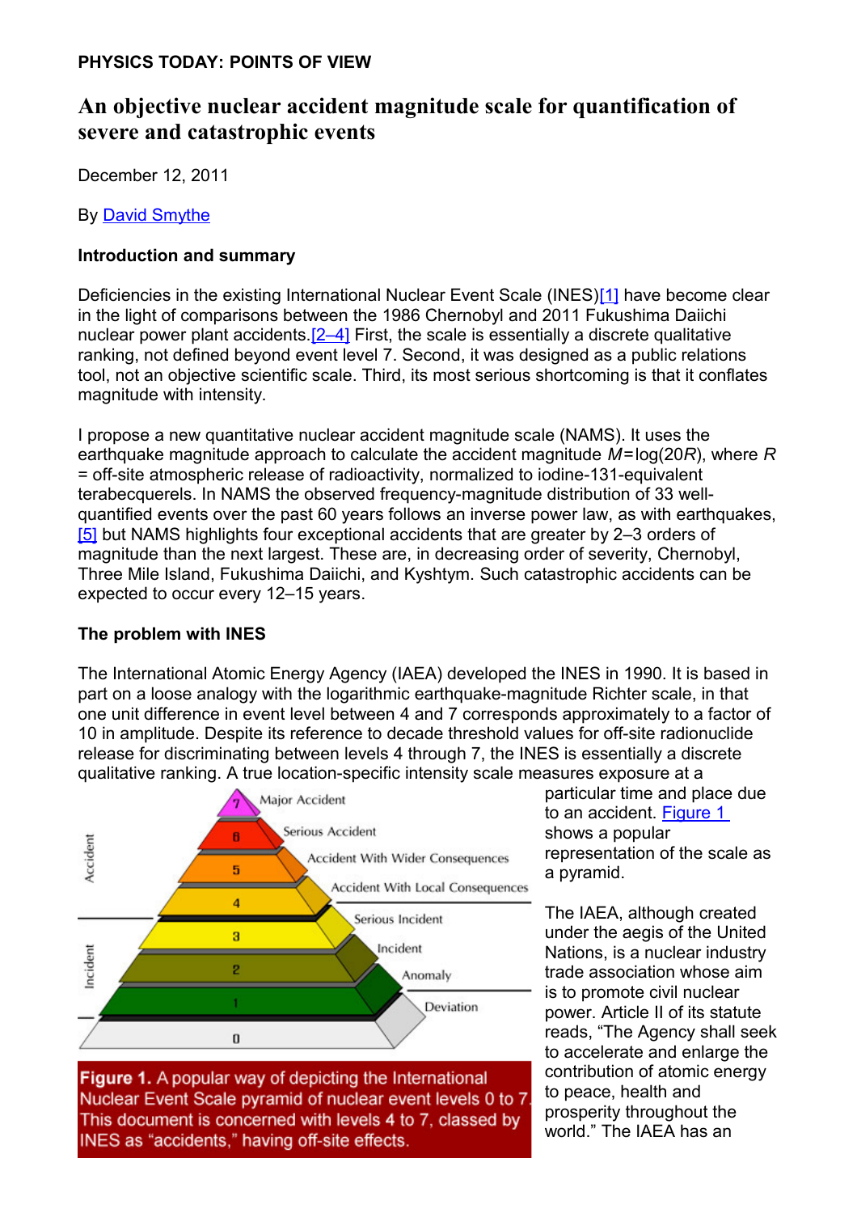**PHYSICS TODAY: POINTS OF VIEW**

# An objective nuclear accident magnitude scale for quantification of severe and catastrophic events

December 12, 2011

By David Smythe

### Introduction and summary

Deficiencies in the existing International Nuclear Event Scale (INES)[1] have become clear in the light of comparisons between the 1986 Chernobyl and 2011 Fukushima Daiichi nuclear power plant accidents.[2–4] First, the scale is essentially a discrete qualitative ranking, not defined beyond event level 7. Second, it was designed as a public relations tool, not an objective scientific scale. Third, its most serious shortcoming is that it conflates magnitude with intensity.

I propose a new quantitative nuclear accident magnitude scale (NAMS). It uses the earthquake magnitude approach to calculate the accident magnitude $M = \log(20R)$, where $R$ = off-site atmospheric release of radioactivity, normalized to iodine-131-equivalent terabecquerels. In NAMS the observed frequency-magnitude distribution of 33 well-quantified events over the past 60 years follows an inverse power law, as with earthquakes,[5] but NAMS highlights four exceptional accidents that are greater by 2–3 orders of magnitude than the next largest. These are, in decreasing order of severity, Chernobyl, Three Mile Island, Fukushima Daiichi, and Kyshtym. Such catastrophic accidents can be expected to occur every 12–15 years.

### The problem with INES

The International Atomic Energy Agency (IAEA) developed the INES in 1990. It is based in part on a loose analogy with the logarithmic earthquake-magnitude Richter scale, in that one unit difference in event level between 4 and 7 corresponds approximately to a factor of 10 in amplitude. Despite its reference to decade threshold values for off-site radionuclide release for discriminating between levels 4 through 7, the INES is essentially a discrete qualitative ranking. A true location-specific intensity scale measures exposure at a particular time and place due to an accident. Figure 1 shows a popular representation of the scale as a pyramid.

**Figure 1.** A popular way of depicting the International Nuclear Event Scale pyramid of nuclear event levels 0 to 7. This document is concerned with levels 4 to 7, classed by INES as "accidents," having off-site effects.

The IAEA, although created under the aegis of the United Nations, is a nuclear industry trade association whose aim is to promote civil nuclear power. Article II of its statute reads, "The Agency shall seek to accelerate and enlarge the contribution of atomic energy to peace, health and prosperity throughout the world." The IAEA has an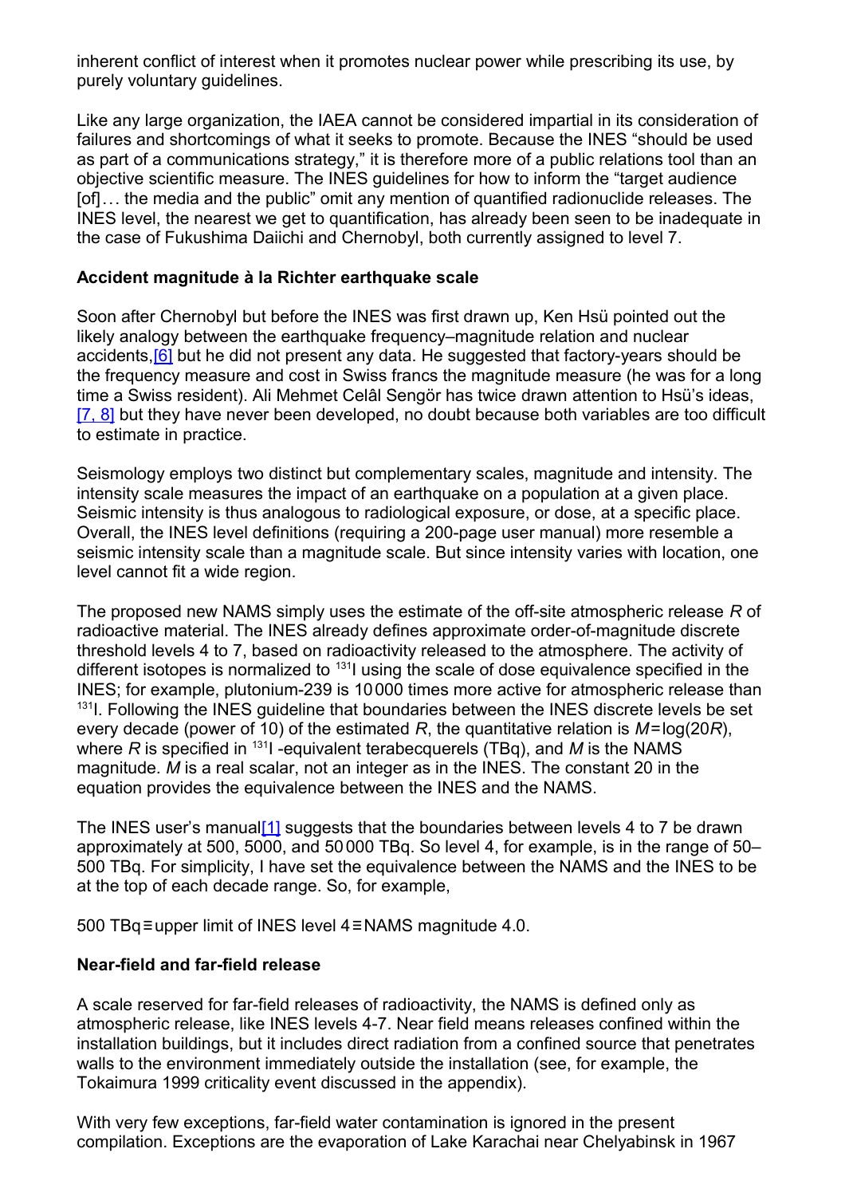inherent conflict of interest when it promotes nuclear power while prescribing its use, by purely voluntary guidelines.

Like any large organization, the IAEA cannot be considered impartial in its consideration of failures and shortcomings of what it seeks to promote. Because the INES "should be used as part of a communications strategy," it is therefore more of a public relations tool than an objective scientific measure. The INES guidelines for how to inform the "target audience [of]… the media and the public" omit any mention of quantified radionuclide releases. The INES level, the nearest we get to quantification, has already been seen to be inadequate in the case of Fukushima Daiichi and Chernobyl, both currently assigned to level 7.

### Accident magnitude à la Richter earthquake scale

Soon after Chernobyl but before the INES was first drawn up, Ken Hsü pointed out the likely analogy between the earthquake frequency–magnitude relation and nuclear accidents,[6] but he did not present any data. He suggested that factory-years should be the frequency measure and cost in Swiss francs the magnitude measure (he was for a long time a Swiss resident). Ali Mehmet Celâl Sengör has twice drawn attention to Hsü's ideas, [7, 8] but they have never been developed, no doubt because both variables are too difficult to estimate in practice.

Seismology employs two distinct but complementary scales, magnitude and intensity. The intensity scale measures the impact of an earthquake on a population at a given place. Seismic intensity is thus analogous to radiological exposure, or dose, at a specific place. Overall, the INES level definitions (requiring a 200-page user manual) more resemble a seismic intensity scale than a magnitude scale. But since intensity varies with location, one level cannot fit a wide region.

The proposed new NAMS simply uses the estimate of the off-site atmospheric release $R$ of radioactive material. The INES already defines approximate order-of-magnitude discrete threshold levels 4 to 7, based on radioactivity released to the atmosphere. The activity of different isotopes is normalized to $^{131}$I using the scale of dose equivalence specified in the INES; for example, plutonium-239 is 10 000 times more active for atmospheric release than $^{131}$I. Following the INES guideline that boundaries between the INES discrete levels be set every decade (power of 10) of the estimated $R$, the quantitative relation is $M = \log(20R)$, where $R$ is specified in $^{131}$I -equivalent terabecquerels (TBq), and $M$ is the NAMS magnitude. $M$ is a real scalar, not an integer as in the INES. The constant 20 in the equation provides the equivalence between the INES and the NAMS.

The INES user's manual[1] suggests that the boundaries between levels 4 to 7 be drawn approximately at 500, 5000, and 50 000 TBq. So level 4, for example, is in the range of 50–500 TBq. For simplicity, I have set the equivalence between the NAMS and the INES to be at the top of each decade range. So, for example,

500 TBq ≡ upper limit of INES level 4 ≡ NAMS magnitude 4.0.

### Near-field and far-field release

A scale reserved for far-field releases of radioactivity, the NAMS is defined only as atmospheric release, like INES levels 4-7. Near field means releases confined within the installation buildings, but it includes direct radiation from a confined source that penetrates walls to the environment immediately outside the installation (see, for example, the Tokaimura 1999 criticality event discussed in the appendix).

With very few exceptions, far-field water contamination is ignored in the present compilation. Exceptions are the evaporation of Lake Karachai near Chelyabinsk in 1967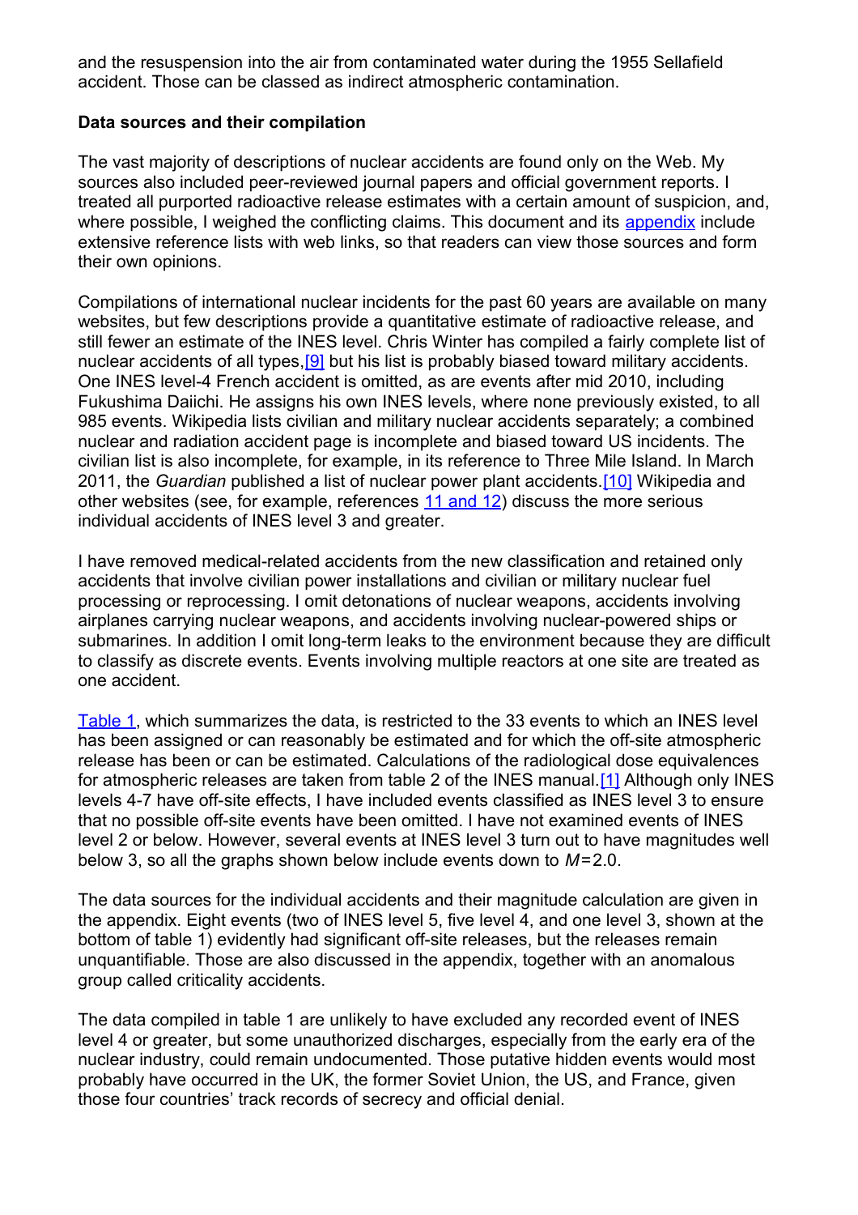and the resuspension into the air from contaminated water during the 1955 Sellafield accident. Those can be classed as indirect atmospheric contamination.

**Data sources and their compilation**

The vast majority of descriptions of nuclear accidents are found only on the Web. My sources also included peer-reviewed journal papers and official government reports. I treated all purported radioactive release estimates with a certain amount of suspicion, and, where possible, I weighed the conflicting claims. This document and its appendix include extensive reference lists with web links, so that readers can view those sources and form their own opinions.

Compilations of international nuclear incidents for the past 60 years are available on many websites, but few descriptions provide a quantitative estimate of radioactive release, and still fewer an estimate of the INES level. Chris Winter has compiled a fairly complete list of nuclear accidents of all types,[9] but his list is probably biased toward military accidents. One INES level-4 French accident is omitted, as are events after mid 2010, including Fukushima Daiichi. He assigns his own INES levels, where none previously existed, to all 985 events. Wikipedia lists civilian and military nuclear accidents separately; a combined nuclear and radiation accident page is incomplete and biased toward US incidents. The civilian list is also incomplete, for example, in its reference to Three Mile Island. In March 2011, the *Guardian* published a list of nuclear power plant accidents.[10] Wikipedia and other websites (see, for example, references 11 and 12) discuss the more serious individual accidents of INES level 3 and greater.

I have removed medical-related accidents from the new classification and retained only accidents that involve civilian power installations and civilian or military nuclear fuel processing or reprocessing. I omit detonations of nuclear weapons, accidents involving airplanes carrying nuclear weapons, and accidents involving nuclear-powered ships or submarines. In addition I omit long-term leaks to the environment because they are difficult to classify as discrete events. Events involving multiple reactors at one site are treated as one accident.

Table 1, which summarizes the data, is restricted to the 33 events to which an INES level has been assigned or can reasonably be estimated and for which the off-site atmospheric release has been or can be estimated. Calculations of the radiological dose equivalences for atmospheric releases are taken from table 2 of the INES manual.[1] Although only INES levels 4-7 have off-site effects, I have included events classified as INES level 3 to ensure that no possible off-site events have been omitted. I have not examined events of INES level 2 or below. However, several events at INES level 3 turn out to have magnitudes well below 3, so all the graphs shown below include events down to $M = 2.0$.

The data sources for the individual accidents and their magnitude calculation are given in the appendix. Eight events (two of INES level 5, five level 4, and one level 3, shown at the bottom of table 1) evidently had significant off-site releases, but the releases remain unquantifiable. Those are also discussed in the appendix, together with an anomalous group called criticality accidents.

The data compiled in table 1 are unlikely to have excluded any recorded event of INES level 4 or greater, but some unauthorized discharges, especially from the early era of the nuclear industry, could remain undocumented. Those putative hidden events would most probably have occurred in the UK, the former Soviet Union, the US, and France, given those four countries' track records of secrecy and official denial.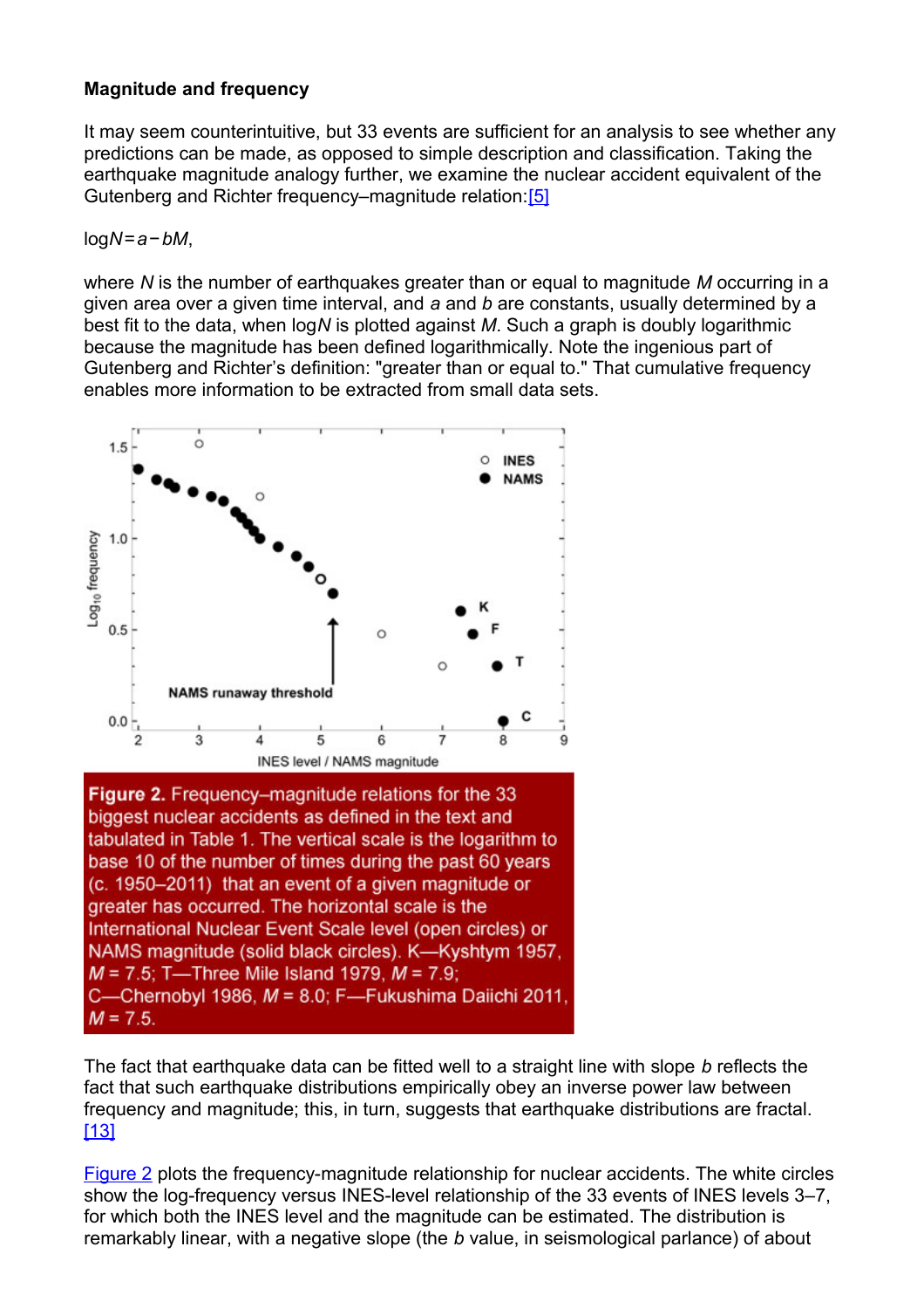**Magnitude and frequency**

It may seem counterintuitive, but 33 events are sufficient for an analysis to see whether any predictions can be made, as opposed to simple description and classification. Taking the earthquake magnitude analogy further, we examine the nuclear accident equivalent of the Gutenberg and Richter frequency–magnitude relation:[5]

$\log N = a - bM$,

where $N$ is the number of earthquakes greater than or equal to magnitude $M$ occurring in a given area over a given time interval, and $a$ and $b$ are constants, usually determined by a best fit to the data, when $\log N$ is plotted against $M$. Such a graph is doubly logarithmic because the magnitude has been defined logarithmically. Note the ingenious part of Gutenberg and Richter's definition: "greater than or equal to." That cumulative frequency enables more information to be extracted from small data sets.

**Figure 2.** Frequency–magnitude relations for the 33 biggest nuclear accidents as defined in the text and tabulated in Table 1. The vertical scale is the logarithm to base 10 of the number of times during the past 60 years (c. 1950–2011) that an event of a given magnitude or greater has occurred. The horizontal scale is the International Nuclear Event Scale level (open circles) or NAMS magnitude (solid black circles). K—Kyshtym 1957, $M$ = 7.5; T—Three Mile Island 1979, $M$ = 7.9; C—Chernobyl 1986, $M$ = 8.0; F—Fukushima Daiichi 2011, $M$ = 7.5.

The fact that earthquake data can be fitted well to a straight line with slope $b$ reflects the fact that such earthquake distributions empirically obey an inverse power law between frequency and magnitude; this, in turn, suggests that earthquake distributions are fractal.[13]

Figure 2 plots the frequency-magnitude relationship for nuclear accidents. The white circles show the log-frequency versus INES-level relationship of the 33 events of INES levels 3–7, for which both the INES level and the magnitude can be estimated. The distribution is remarkably linear, with a negative slope (the $b$ value, in seismological parlance) of about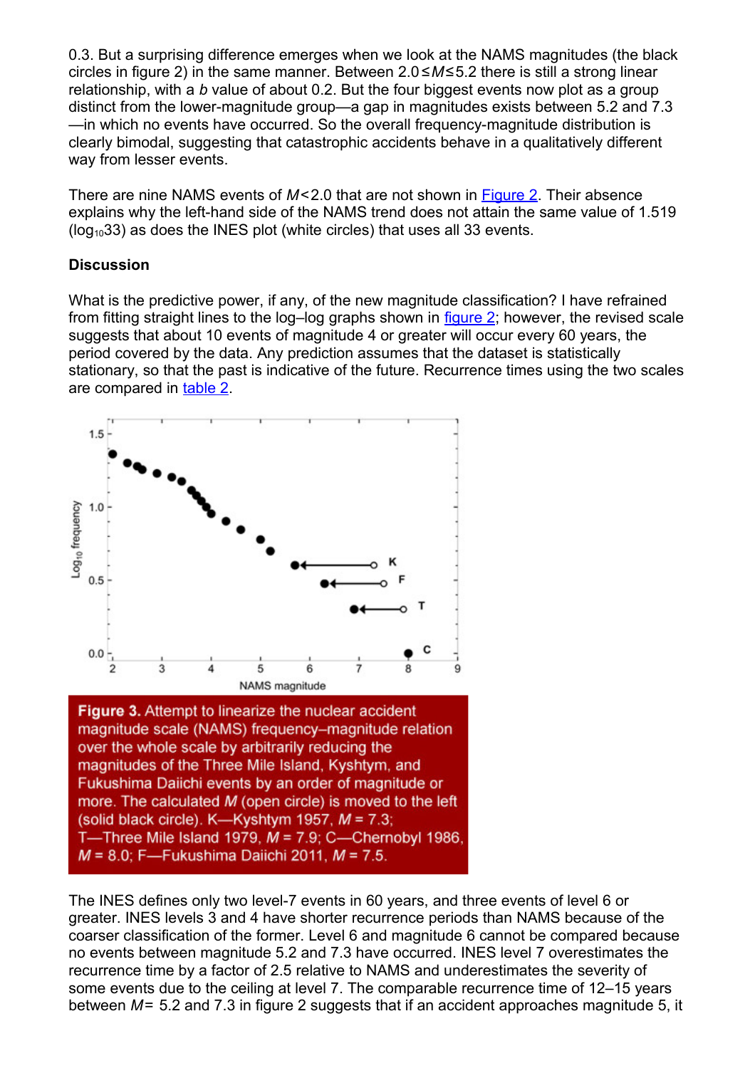0.3. But a surprising difference emerges when we look at the NAMS magnitudes (the black circles in figure 2) in the same manner. Between $2.0 \le M \le 5.2$ there is still a strong linear relationship, with a $b$ value of about 0.2. But the four biggest events now plot as a group distinct from the lower-magnitude group—a gap in magnitudes exists between 5.2 and 7.3—in which no events have occurred. So the overall frequency-magnitude distribution is clearly bimodal, suggesting that catastrophic accidents behave in a qualitatively different way from lesser events.

There are nine NAMS events of $M<2.0$ that are not shown in Figure 2. Their absence explains why the left-hand side of the NAMS trend does not attain the same value of 1.519 ($\log_{10}33$) as does the INES plot (white circles) that uses all 33 events.

### Discussion

What is the predictive power, if any, of the new magnitude classification? I have refrained from fitting straight lines to the log–log graphs shown in figure 2; however, the revised scale suggests that about 10 events of magnitude 4 or greater will occur every 60 years, the period covered by the data. Any prediction assumes that the dataset is statistically stationary, so that the past is indicative of the future. Recurrence times using the two scales are compared in table 2.

**Figure 3.** Attempt to linearize the nuclear accident magnitude scale (NAMS) frequency–magnitude relation over the whole scale by arbitrarily reducing the magnitudes of the Three Mile Island, Kyshtym, and Fukushima Daiichi events by an order of magnitude or more. The calculated $M$ (open circle) is moved to the left (solid black circle). K—Kyshtym 1957, $M = 7.3$; T—Three Mile Island 1979, $M = 7.9$; C—Chernobyl 1986, $M = 8.0$; F—Fukushima Daiichi 2011, $M = 7.5$.

The INES defines only two level-7 events in 60 years, and three events of level 6 or greater. INES levels 3 and 4 have shorter recurrence periods than NAMS because of the coarser classification of the former. Level 6 and magnitude 6 cannot be compared because no events between magnitude 5.2 and 7.3 have occurred. INES level 7 overestimates the recurrence time by a factor of 2.5 relative to NAMS and underestimates the severity of some events due to the ceiling at level 7. The comparable recurrence time of 12–15 years between $M= 5.2$ and 7.3 in figure 2 suggests that if an accident approaches magnitude 5, it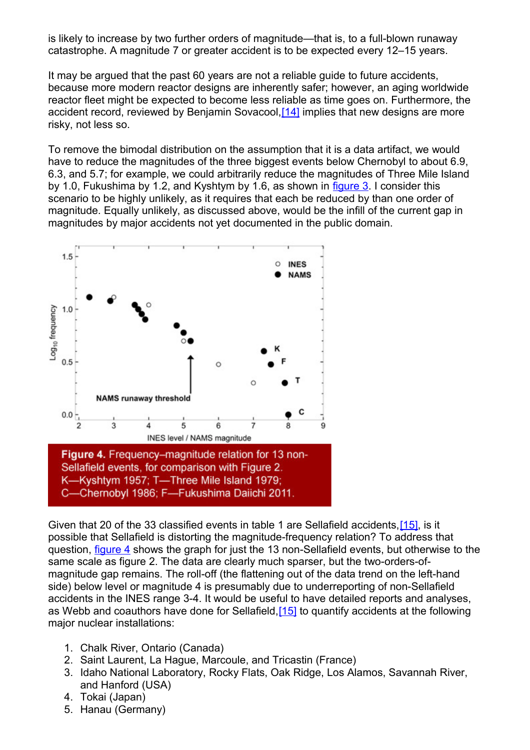is likely to increase by two further orders of magnitude—that is, to a full-blown runaway catastrophe. A magnitude 7 or greater accident is to be expected every 12–15 years.

It may be argued that the past 60 years are not a reliable guide to future accidents, because more modern reactor designs are inherently safer; however, an aging worldwide reactor fleet might be expected to become less reliable as time goes on. Furthermore, the accident record, reviewed by Benjamin Sovacool,[14] implies that new designs are more risky, not less so.

To remove the bimodal distribution on the assumption that it is a data artifact, we would have to reduce the magnitudes of the three biggest events below Chernobyl to about 6.9, 6.3, and 5.7; for example, we could arbitrarily reduce the magnitudes of Three Mile Island by 1.0, Fukushima by 1.2, and Kyshtym by 1.6, as shown in figure 3. I consider this scenario to be highly unlikely, as it requires that each be reduced by than one order of magnitude. Equally unlikely, as discussed above, would be the infill of the current gap in magnitudes by major accidents not yet documented in the public domain.

**Figure 4.** Frequency–magnitude relation for 13 non-Sellafield events, for comparison with Figure 2. K—Kyshtym 1957; T—Three Mile Island 1979; C—Chernobyl 1986; F—Fukushima Daiichi 2011.

Given that 20 of the 33 classified events in table 1 are Sellafield accidents,[15], is it possible that Sellafield is distorting the magnitude-frequency relation? To address that question, figure 4 shows the graph for just the 13 non-Sellafield events, but otherwise to the same scale as figure 2. The data are clearly much sparser, but the two-orders-of-magnitude gap remains. The roll-off (the flattening out of the data trend on the left-hand side) below level or magnitude 4 is presumably due to underreporting of non-Sellafield accidents in the INES range 3-4. It would be useful to have detailed reports and analyses, as Webb and coauthors have done for Sellafield,[15] to quantify accidents at the following major nuclear installations:

1. Chalk River, Ontario (Canada)
2. Saint Laurent, La Hague, Marcoule, and Tricastin (France)
3. Idaho National Laboratory, Rocky Flats, Oak Ridge, Los Alamos, Savannah River, and Hanford (USA)
4. Tokai (Japan)
5. Hanau (Germany)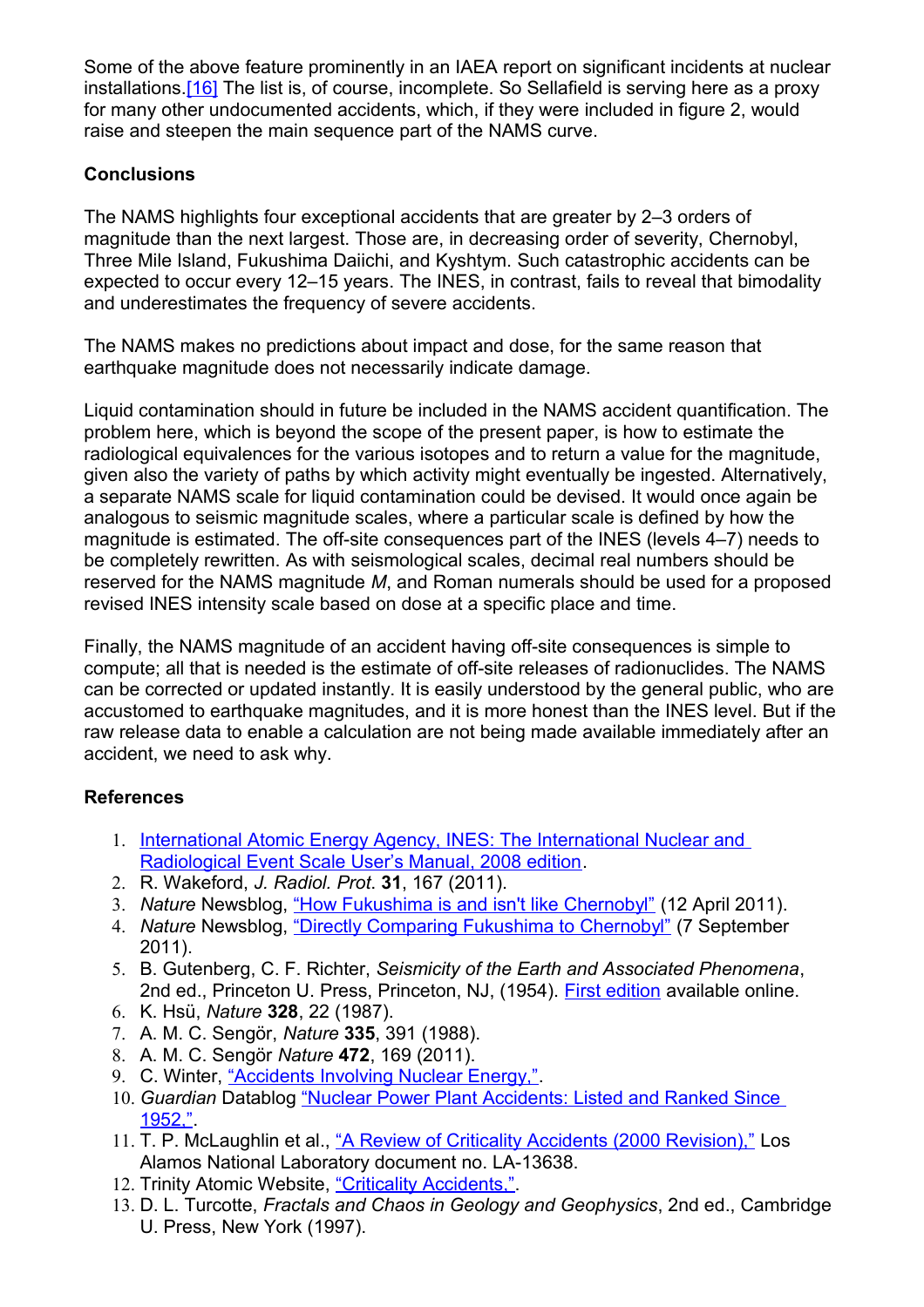Some of the above feature prominently in an IAEA report on significant incidents at nuclear installations.[16] The list is, of course, incomplete. So Sellafield is serving here as a proxy for many other undocumented accidents, which, if they were included in figure 2, would raise and steepen the main sequence part of the NAMS curve.

**Conclusions**

The NAMS highlights four exceptional accidents that are greater by 2–3 orders of magnitude than the next largest. Those are, in decreasing order of severity, Chernobyl, Three Mile Island, Fukushima Daiichi, and Kyshtym. Such catastrophic accidents can be expected to occur every 12–15 years. The INES, in contrast, fails to reveal that bimodality and underestimates the frequency of severe accidents.

The NAMS makes no predictions about impact and dose, for the same reason that earthquake magnitude does not necessarily indicate damage.

Liquid contamination should in future be included in the NAMS accident quantification. The problem here, which is beyond the scope of the present paper, is how to estimate the radiological equivalences for the various isotopes and to return a value for the magnitude, given also the variety of paths by which activity might eventually be ingested. Alternatively, a separate NAMS scale for liquid contamination could be devised. It would once again be analogous to seismic magnitude scales, where a particular scale is defined by how the magnitude is estimated. The off-site consequences part of the INES (levels 4–7) needs to be completely rewritten. As with seismological scales, decimal real numbers should be reserved for the NAMS magnitude $M$, and Roman numerals should be used for a proposed revised INES intensity scale based on dose at a specific place and time.

Finally, the NAMS magnitude of an accident having off-site consequences is simple to compute; all that is needed is the estimate of off-site releases of radionuclides. The NAMS can be corrected or updated instantly. It is easily understood by the general public, who are accustomed to earthquake magnitudes, and it is more honest than the INES level. But if the raw release data to enable a calculation are not being made available immediately after an accident, we need to ask why.

**References**

1. International Atomic Energy Agency, INES: The International Nuclear and Radiological Event Scale User's Manual, 2008 edition.
2. R. Wakeford, *J. Radiol. Prot.* **31**, 167 (2011).
3. *Nature* Newsblog, "How Fukushima is and isn't like Chernobyl" (12 April 2011).
4. *Nature* Newsblog, "Directly Comparing Fukushima to Chernobyl" (7 September 2011).
5. B. Gutenberg, C. F. Richter, *Seismicity of the Earth and Associated Phenomena*, 2nd ed., Princeton U. Press, Princeton, NJ, (1954). First edition available online.
6. K. Hsü, *Nature* **328**, 22 (1987).
7. A. M. C. Sengör, *Nature* **335**, 391 (1988).
8. A. M. C. Sengör *Nature* **472**, 169 (2011).
9. C. Winter, "Accidents Involving Nuclear Energy,".
10. *Guardian* Datablog "Nuclear Power Plant Accidents: Listed and Ranked Since 1952,".
11. T. P. McLaughlin et al., "A Review of Criticality Accidents (2000 Revision)," Los Alamos National Laboratory document no. LA-13638.
12. Trinity Atomic Website, "Criticality Accidents,".
13. D. L. Turcotte, *Fractals and Chaos in Geology and Geophysics*, 2nd ed., Cambridge U. Press, New York (1997).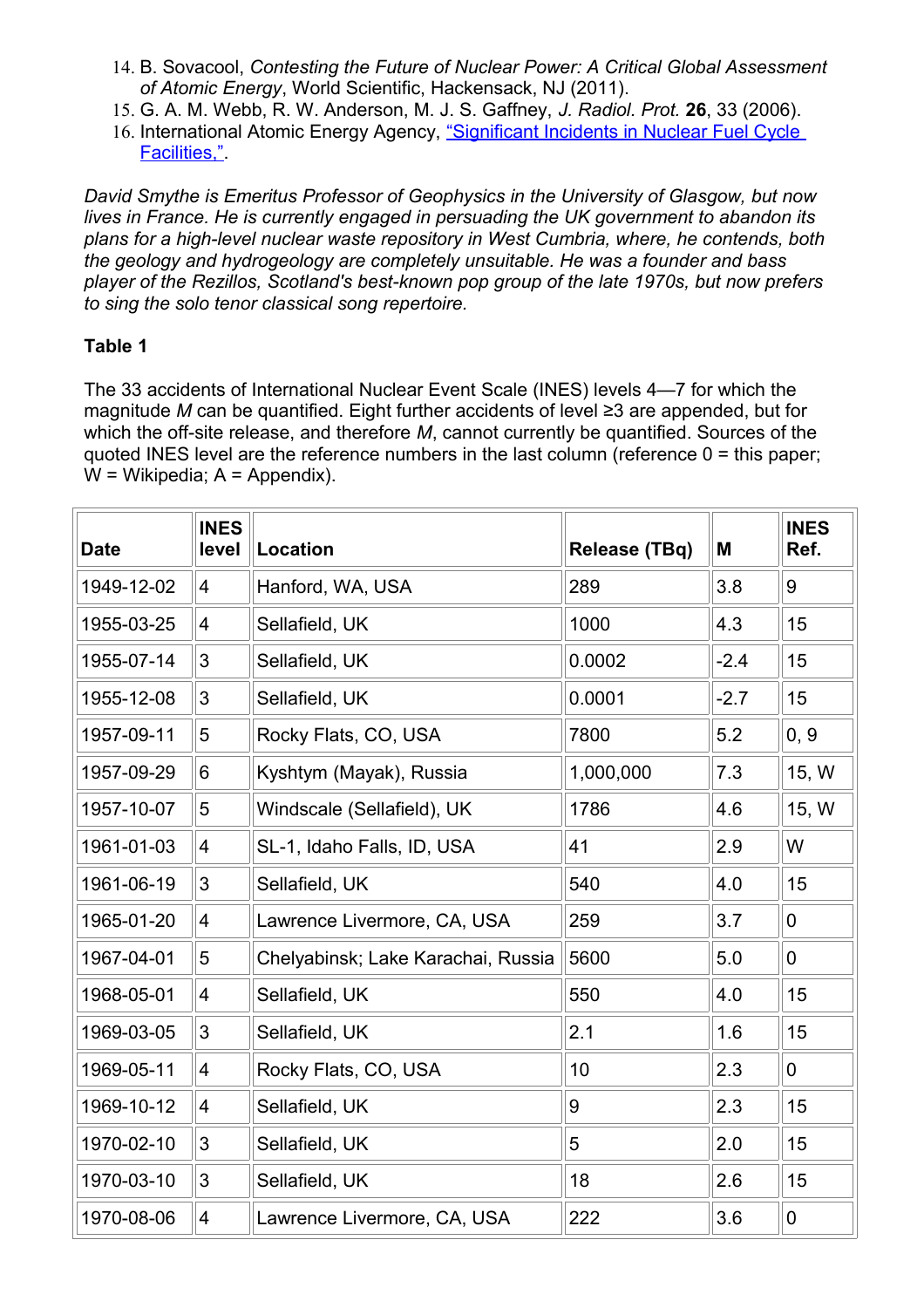14. B. Sovacool, *Contesting the Future of Nuclear Power: A Critical Global Assessment of Atomic Energy*, World Scientific, Hackensack, NJ (2011).
15. G. A. M. Webb, R. W. Anderson, M. J. S. Gaffney, *J. Radiol. Prot.* **26**, 33 (2006).
16. International Atomic Energy Agency, "Significant Incidents in Nuclear Fuel Cycle Facilities,".

*David Smythe is Emeritus Professor of Geophysics in the University of Glasgow, but now lives in France. He is currently engaged in persuading the UK government to abandon its plans for a high-level nuclear waste repository in West Cumbria, where, he contends, both the geology and hydrogeology are completely unsuitable. He was a founder and bass player of the Rezillos, Scotland's best-known pop group of the late 1970s, but now prefers to sing the solo tenor classical song repertoire.*

**Table 1**

The 33 accidents of International Nuclear Event Scale (INES) levels 4—7 for which the magnitude *M* can be quantified. Eight further accidents of level ≥3 are appended, but for which the off-site release, and therefore *M*, cannot currently be quantified. Sources of the quoted INES level are the reference numbers in the last column (reference 0 = this paper; W = Wikipedia; A = Appendix).

| Date | INES level | Location | Release (TBq) | M | INES Ref. |
|---|---|---|---|---|---|
| 1949-12-02 | 4 | Hanford, WA, USA | 289 | 3.8 | 9 |
| 1955-03-25 | 4 | Sellafield, UK | 1000 | 4.3 | 15 |
| 1955-07-14 | 3 | Sellafield, UK | 0.0002 | -2.4 | 15 |
| 1955-12-08 | 3 | Sellafield, UK | 0.0001 | -2.7 | 15 |
| 1957-09-11 | 5 | Rocky Flats, CO, USA | 7800 | 5.2 | 0, 9 |
| 1957-09-29 | 6 | Kyshtym (Mayak), Russia | 1,000,000 | 7.3 | 15, W |
| 1957-10-07 | 5 | Windscale (Sellafield), UK | 1786 | 4.6 | 15, W |
| 1961-01-03 | 4 | SL-1, Idaho Falls, ID, USA | 41 | 2.9 | W |
| 1961-06-19 | 3 | Sellafield, UK | 540 | 4.0 | 15 |
| 1965-01-20 | 4 | Lawrence Livermore, CA, USA | 259 | 3.7 | 0 |
| 1967-04-01 | 5 | Chelyabinsk; Lake Karachai, Russia | 5600 | 5.0 | 0 |
| 1968-05-01 | 4 | Sellafield, UK | 550 | 4.0 | 15 |
| 1969-03-05 | 3 | Sellafield, UK | 2.1 | 1.6 | 15 |
| 1969-05-11 | 4 | Rocky Flats, CO, USA | 10 | 2.3 | 0 |
| 1969-10-12 | 4 | Sellafield, UK | 9 | 2.3 | 15 |
| 1970-02-10 | 3 | Sellafield, UK | 5 | 2.0 | 15 |
| 1970-03-10 | 3 | Sellafield, UK | 18 | 2.6 | 15 |
| 1970-08-06 | 4 | Lawrence Livermore, CA, USA | 222 | 3.6 | 0 |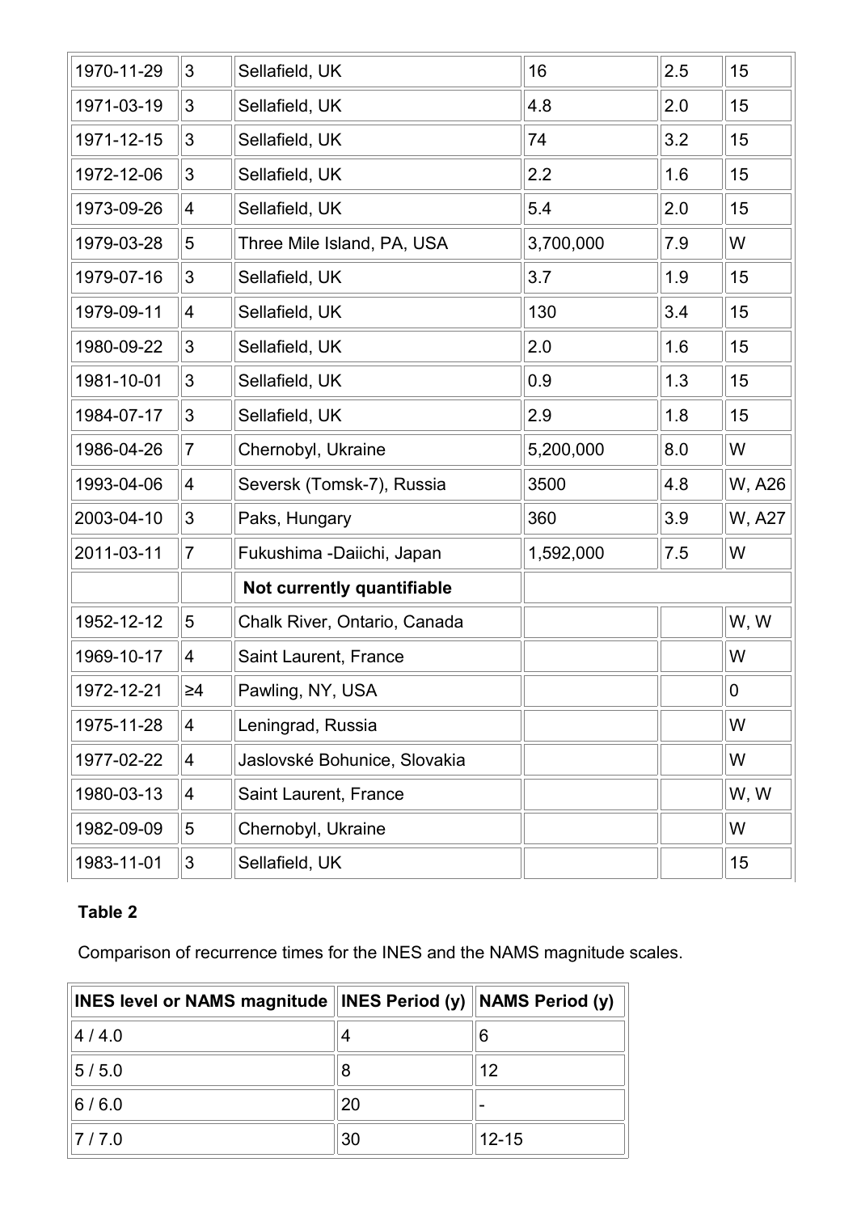| | | | | | |
|---|---|---|---|---|---|
| 1970-11-29 | 3 | Sellafield, UK | 16 | 2.5 | 15 |
| 1971-03-19 | 3 | Sellafield, UK | 4.8 | 2.0 | 15 |
| 1971-12-15 | 3 | Sellafield, UK | 74 | 3.2 | 15 |
| 1972-12-06 | 3 | Sellafield, UK | 2.2 | 1.6 | 15 |
| 1973-09-26 | 4 | Sellafield, UK | 5.4 | 2.0 | 15 |
| 1979-03-28 | 5 | Three Mile Island, PA, USA | 3,700,000 | 7.9 | W |
| 1979-07-16 | 3 | Sellafield, UK | 3.7 | 1.9 | 15 |
| 1979-09-11 | 4 | Sellafield, UK | 130 | 3.4 | 15 |
| 1980-09-22 | 3 | Sellafield, UK | 2.0 | 1.6 | 15 |
| 1981-10-01 | 3 | Sellafield, UK | 0.9 | 1.3 | 15 |
| 1984-07-17 | 3 | Sellafield, UK | 2.9 | 1.8 | 15 |
| 1986-04-26 | 7 | Chernobyl, Ukraine | 5,200,000 | 8.0 | W |
| 1993-04-06 | 4 | Seversk (Tomsk-7), Russia | 3500 | 4.8 | W, A26 |
| 2003-04-10 | 3 | Paks, Hungary | 360 | 3.9 | W, A27 |
| 2011-03-11 | 7 | Fukushima -Daiichi, Japan | 1,592,000 | 7.5 | W |
| | | **Not currently quantifiable** | | | |
| 1952-12-12 | 5 | Chalk River, Ontario, Canada | | | W, W |
| 1969-10-17 | 4 | Saint Laurent, France | | | W |
| 1972-12-21 | ≥4 | Pawling, NY, USA | | | 0 |
| 1975-11-28 | 4 | Leningrad, Russia | | | W |
| 1977-02-22 | 4 | Jaslovské Bohunice, Slovakia | | | W |
| 1980-03-13 | 4 | Saint Laurent, France | | | W, W |
| 1982-09-09 | 5 | Chernobyl, Ukraine | | | W |
| 1983-11-01 | 3 | Sellafield, UK | | | 15 |

**Table 2**

Comparison of recurrence times for the INES and the NAMS magnitude scales.

| INES level or NAMS magnitude | INES Period (y) | NAMS Period (y) |
|---|---|---|
| 4 / 4.0 | 4 | 6 |
| 5 / 5.0 | 8 | 12 |
| 6 / 6.0 | 20 | - |
| 7 / 7.0 | 30 | 12-15 |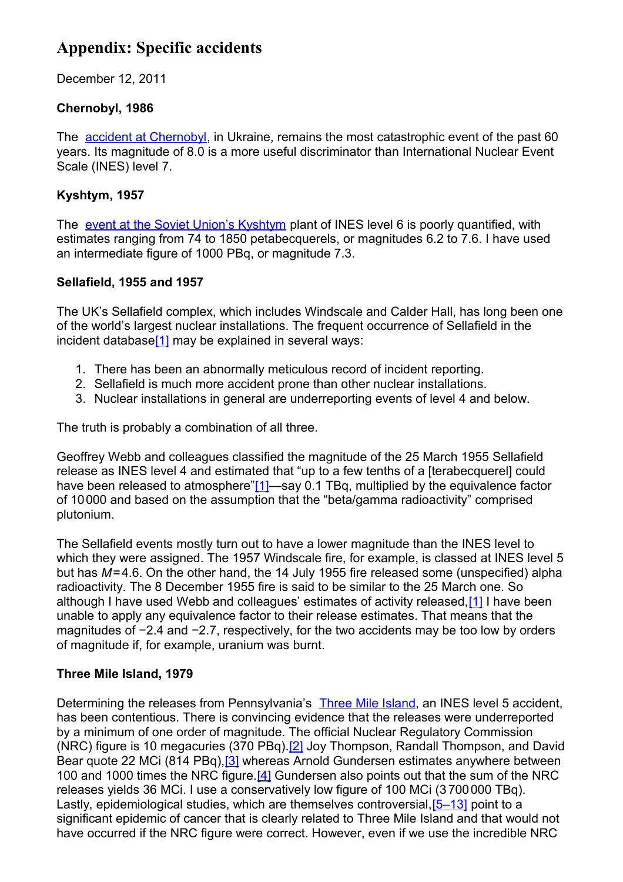## Appendix: Specific accidents

December 12, 2011

### Chernobyl, 1986

The accident at Chernobyl, in Ukraine, remains the most catastrophic event of the past 60 years. Its magnitude of 8.0 is a more useful discriminator than International Nuclear Event Scale (INES) level 7.

### Kyshtym, 1957

The event at the Soviet Union's Kyshtym plant of INES level 6 is poorly quantified, with estimates ranging from 74 to 1850 petabecquerels, or magnitudes 6.2 to 7.6. I have used an intermediate figure of 1000 PBq, or magnitude 7.3.

### Sellafield, 1955 and 1957

The UK's Sellafield complex, which includes Windscale and Calder Hall, has long been one of the world's largest nuclear installations. The frequent occurrence of Sellafield in the incident database[1] may be explained in several ways:

1. There has been an abnormally meticulous record of incident reporting.
2. Sellafield is much more accident prone than other nuclear installations.
3. Nuclear installations in general are underreporting events of level 4 and below.

The truth is probably a combination of all three.

Geoffrey Webb and colleagues classified the magnitude of the 25 March 1955 Sellafield release as INES level 4 and estimated that "up to a few tenths of a [terabecquerel] could have been released to atmosphere"[1]—say 0.1 TBq, multiplied by the equivalence factor of 10 000 and based on the assumption that the "beta/gamma radioactivity" comprised plutonium.

The Sellafield events mostly turn out to have a lower magnitude than the INES level to which they were assigned. The 1957 Windscale fire, for example, is classed at INES level 5 but has $M = 4.6$. On the other hand, the 14 July 1955 fire released some (unspecified) alpha radioactivity. The 8 December 1955 fire is said to be similar to the 25 March one. So although I have used Webb and colleagues' estimates of activity released,[1] I have been unable to apply any equivalence factor to their release estimates. That means that the magnitudes of −2.4 and −2.7, respectively, for the two accidents may be too low by orders of magnitude if, for example, uranium was burnt.

### Three Mile Island, 1979

Determining the releases from Pennsylvania's Three Mile Island, an INES level 5 accident, has been contentious. There is convincing evidence that the releases were underreported by a minimum of one order of magnitude. The official Nuclear Regulatory Commission (NRC) figure is 10 megacuries (370 PBq).[2] Joy Thompson, Randall Thompson, and David Bear quote 22 MCi (814 PBq),[3] whereas Arnold Gundersen estimates anywhere between 100 and 1000 times the NRC figure.[4] Gundersen also points out that the sum of the NRC releases yields 36 MCi. I use a conservatively low figure of 100 MCi (3 700 000 TBq). Lastly, epidemiological studies, which are themselves controversial,[5–13] point to a significant epidemic of cancer that is clearly related to Three Mile Island and that would not have occurred if the NRC figure were correct. However, even if we use the incredible NRC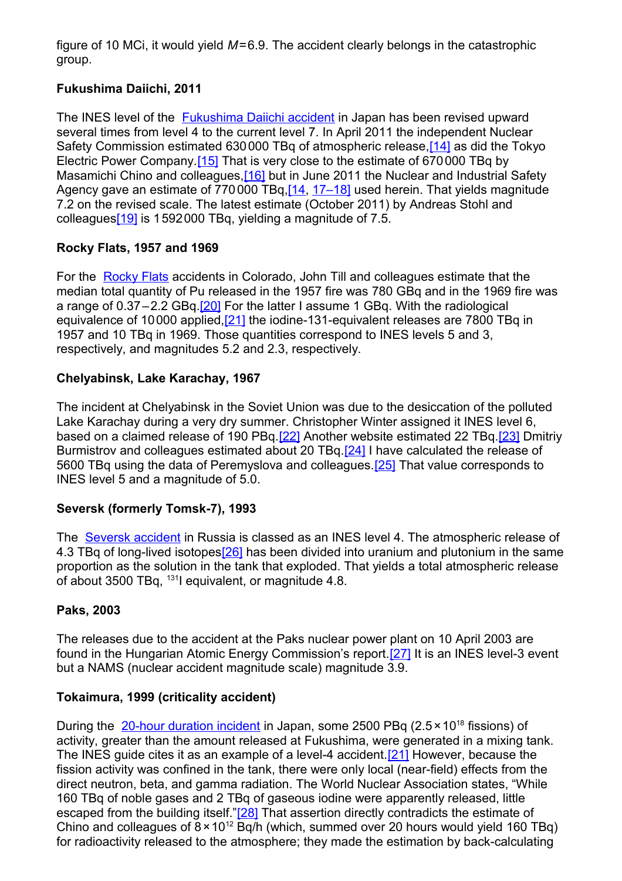figure of 10 MCi, it would yield $M = 6.9$. The accident clearly belongs in the catastrophic group.

**Fukushima Daiichi, 2011**

The INES level of the Fukushima Daiichi accident in Japan has been revised upward several times from level 4 to the current level 7. In April 2011 the independent Nuclear Safety Commission estimated 630 000 TBq of atmospheric release,[14] as did the Tokyo Electric Power Company.[15] That is very close to the estimate of 670 000 TBq by Masamichi Chino and colleagues,[16] but in June 2011 the Nuclear and Industrial Safety Agency gave an estimate of 770 000 TBq,[14, 17–18] used herein. That yields magnitude 7.2 on the revised scale. The latest estimate (October 2011) by Andreas Stohl and colleagues[19] is 1 592 000 TBq, yielding a magnitude of 7.5.

**Rocky Flats, 1957 and 1969**

For the Rocky Flats accidents in Colorado, John Till and colleagues estimate that the median total quantity of Pu released in the 1957 fire was 780 GBq and in the 1969 fire was a range of 0.37 – 2.2 GBq.[20] For the latter I assume 1 GBq. With the radiological equivalence of 10 000 applied,[21] the iodine-131-equivalent releases are 7800 TBq in 1957 and 10 TBq in 1969. Those quantities correspond to INES levels 5 and 3, respectively, and magnitudes 5.2 and 2.3, respectively.

**Chelyabinsk, Lake Karachay, 1967**

The incident at Chelyabinsk in the Soviet Union was due to the desiccation of the polluted Lake Karachay during a very dry summer. Christopher Winter assigned it INES level 6, based on a claimed release of 190 PBq.[22] Another website estimated 22 TBq.[23] Dmitriy Burmistrov and colleagues estimated about 20 TBq.[24] I have calculated the release of 5600 TBq using the data of Peremyslova and colleagues.[25] That value corresponds to INES level 5 and a magnitude of 5.0.

**Seversk (formerly Tomsk-7), 1993**

The Seversk accident in Russia is classed as an INES level 4. The atmospheric release of 4.3 TBq of long-lived isotopes[26] has been divided into uranium and plutonium in the same proportion as the solution in the tank that exploded. That yields a total atmospheric release of about 3500 TBq, $^{131}$I equivalent, or magnitude 4.8.

**Paks, 2003**

The releases due to the accident at the Paks nuclear power plant on 10 April 2003 are found in the Hungarian Atomic Energy Commission's report.[27] It is an INES level-3 event but a NAMS (nuclear accident magnitude scale) magnitude 3.9.

**Tokaimura, 1999 (criticality accident)**

During the 20-hour duration incident in Japan, some 2500 PBq ($2.5 \times 10^{18}$ fissions) of activity, greater than the amount released at Fukushima, were generated in a mixing tank. The INES guide cites it as an example of a level-4 accident.[21] However, because the fission activity was confined in the tank, there were only local (near-field) effects from the direct neutron, beta, and gamma radiation. The World Nuclear Association states, "While 160 TBq of noble gases and 2 TBq of gaseous iodine were apparently released, little escaped from the building itself."[28] That assertion directly contradicts the estimate of Chino and colleagues of $8 \times 10^{12}$ Bq/h (which, summed over 20 hours would yield 160 TBq) for radioactivity released to the atmosphere; they made the estimation by back-calculating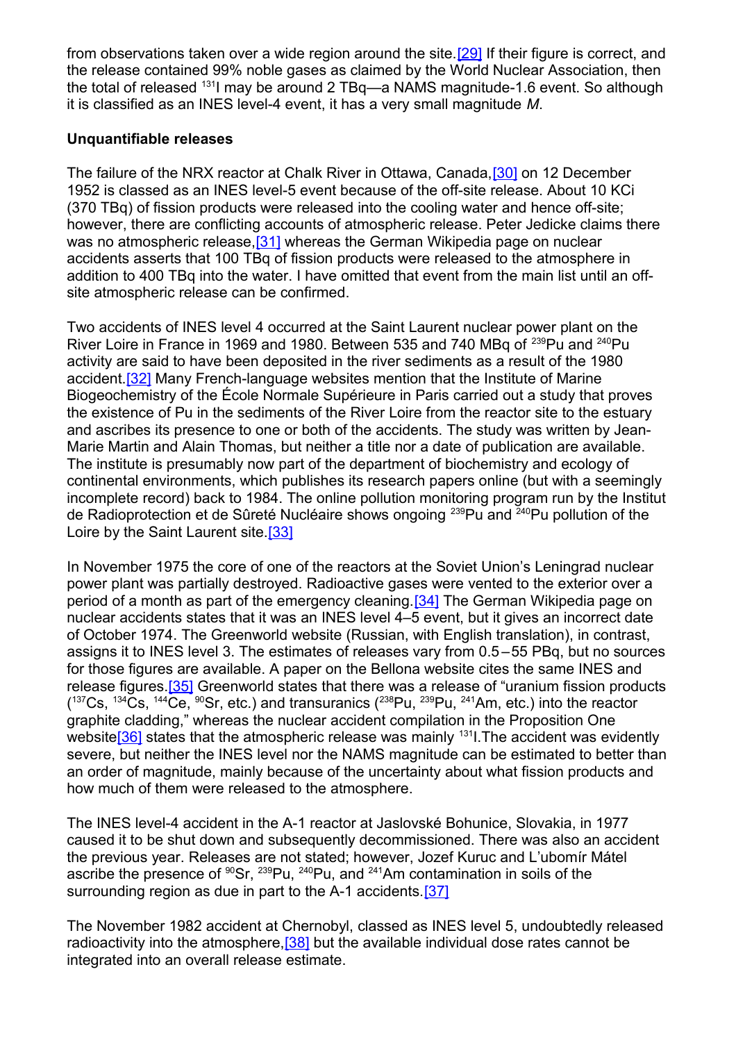from observations taken over a wide region around the site.[29] If their figure is correct, and the release contained 99% noble gases as claimed by the World Nuclear Association, then the total of released $^{131}$I may be around 2 TBq—a NAMS magnitude-1.6 event. So although it is classified as an INES level-4 event, it has a very small magnitude *M*.

**Unquantifiable releases**

The failure of the NRX reactor at Chalk River in Ottawa, Canada,[30] on 12 December 1952 is classed as an INES level-5 event because of the off-site release. About 10 KCi (370 TBq) of fission products were released into the cooling water and hence off-site; however, there are conflicting accounts of atmospheric release. Peter Jedicke claims there was no atmospheric release,[31] whereas the German Wikipedia page on nuclear accidents asserts that 100 TBq of fission products were released to the atmosphere in addition to 400 TBq into the water. I have omitted that event from the main list until an off-site atmospheric release can be confirmed.

Two accidents of INES level 4 occurred at the Saint Laurent nuclear power plant on the River Loire in France in 1969 and 1980. Between 535 and 740 MBq of $^{239}$Pu and $^{240}$Pu activity are said to have been deposited in the river sediments as a result of the 1980 accident.[32] Many French-language websites mention that the Institute of Marine Biogeochemistry of the École Normale Supérieure in Paris carried out a study that proves the existence of Pu in the sediments of the River Loire from the reactor site to the estuary and ascribes its presence to one or both of the accidents. The study was written by Jean-Marie Martin and Alain Thomas, but neither a title nor a date of publication are available. The institute is presumably now part of the department of biochemistry and ecology of continental environments, which publishes its research papers online (but with a seemingly incomplete record) back to 1984. The online pollution monitoring program run by the Institut de Radioprotection et de Sûreté Nucléaire shows ongoing $^{239}$Pu and $^{240}$Pu pollution of the Loire by the Saint Laurent site.[33]

In November 1975 the core of one of the reactors at the Soviet Union's Leningrad nuclear power plant was partially destroyed. Radioactive gases were vented to the exterior over a period of a month as part of the emergency cleaning.[34] The German Wikipedia page on nuclear accidents states that it was an INES level 4–5 event, but it gives an incorrect date of October 1974. The Greenworld website (Russian, with English translation), in contrast, assigns it to INES level 3. The estimates of releases vary from 0.5 – 55 PBq, but no sources for those figures are available. A paper on the Bellona website cites the same INES and release figures.[35] Greenworld states that there was a release of "uranium fission products ($^{137}$Cs, $^{134}$Cs, $^{144}$Ce, $^{90}$Sr, etc.) and transuranics ($^{238}$Pu, $^{239}$Pu, $^{241}$Am, etc.) into the reactor graphite cladding," whereas the nuclear accident compilation in the Proposition One website[36] states that the atmospheric release was mainly $^{131}$I. The accident was evidently severe, but neither the INES level nor the NAMS magnitude can be estimated to better than an order of magnitude, mainly because of the uncertainty about what fission products and how much of them were released to the atmosphere.

The INES level-4 accident in the A-1 reactor at Jaslovské Bohunice, Slovakia, in 1977 caused it to be shut down and subsequently decommissioned. There was also an accident the previous year. Releases are not stated; however, Jozef Kuruc and L'ubomír Mátel ascribe the presence of $^{90}$Sr, $^{239}$Pu, $^{240}$Pu, and $^{241}$Am contamination in soils of the surrounding region as due in part to the A-1 accidents.[37]

The November 1982 accident at Chernobyl, classed as INES level 5, undoubtedly released radioactivity into the atmosphere,[38] but the available individual dose rates cannot be integrated into an overall release estimate.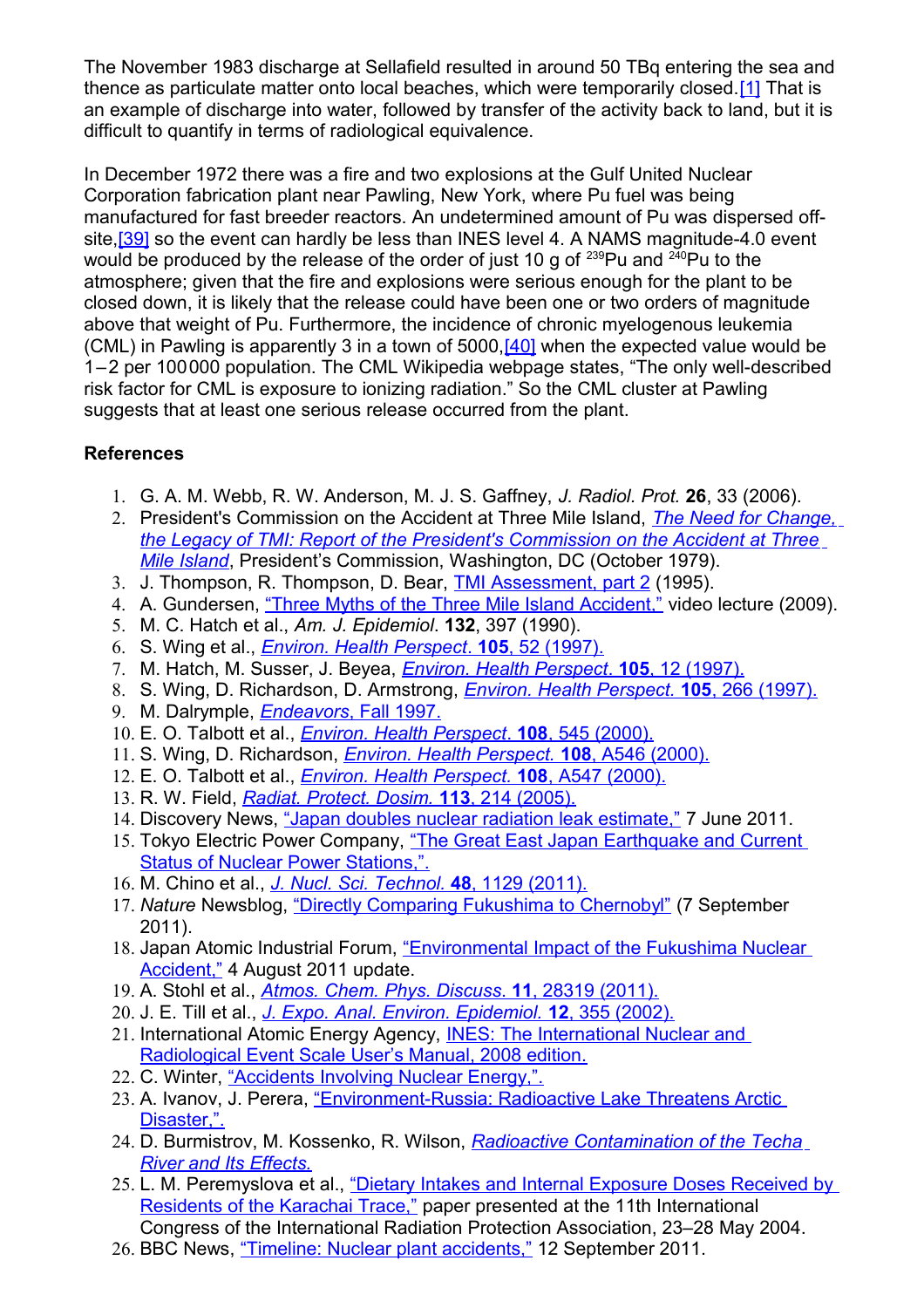The November 1983 discharge at Sellafield resulted in around 50 TBq entering the sea and thence as particulate matter onto local beaches, which were temporarily closed.[1] That is an example of discharge into water, followed by transfer of the activity back to land, but it is difficult to quantify in terms of radiological equivalence.

In December 1972 there was a fire and two explosions at the Gulf United Nuclear Corporation fabrication plant near Pawling, New York, where Pu fuel was being manufactured for fast breeder reactors. An undetermined amount of Pu was dispersed off-site,[39] so the event can hardly be less than INES level 4. A NAMS magnitude-4.0 event would be produced by the release of the order of just 10 g of $^{239}$Pu and $^{240}$Pu to the atmosphere; given that the fire and explosions were serious enough for the plant to be closed down, it is likely that the release could have been one or two orders of magnitude above that weight of Pu. Furthermore, the incidence of chronic myelogenous leukemia (CML) in Pawling is apparently 3 in a town of 5000,[40] when the expected value would be 1–2 per 100000 population. The CML Wikipedia webpage states, "The only well-described risk factor for CML is exposure to ionizing radiation." So the CML cluster at Pawling suggests that at least one serious release occurred from the plant.

**References**

1. G. A. M. Webb, R. W. Anderson, M. J. S. Gaffney, *J. Radiol. Prot.* **26**, 33 (2006).
2. President's Commission on the Accident at Three Mile Island, *The Need for Change, the Legacy of TMI: Report of the President's Commission on the Accident at Three Mile Island*, President's Commission, Washington, DC (October 1979).
3. J. Thompson, R. Thompson, D. Bear, TMI Assessment, part 2 (1995).
4. A. Gundersen, "Three Myths of the Three Mile Island Accident," video lecture (2009).
5. M. C. Hatch et al., *Am. J. Epidemiol.* **132**, 397 (1990).
6. S. Wing et al., *Environ. Health Perspect*. **105**, 52 (1997).
7. M. Hatch, M. Susser, J. Beyea, *Environ. Health Perspect*. **105**, 12 (1997).
8. S. Wing, D. Richardson, D. Armstrong, *Environ. Health Perspect.* **105**, 266 (1997).
9. M. Dalrymple, *Endeavors*, Fall 1997.
10. E. O. Talbott et al., *Environ. Health Perspect*. **108**, 545 (2000).
11. S. Wing, D. Richardson, *Environ. Health Perspect.* **108**, A546 (2000).
12. E. O. Talbott et al., *Environ. Health Perspect.* **108**, A547 (2000).
13. R. W. Field, *Radiat. Protect. Dosim.* **113**, 214 (2005).
14. Discovery News, "Japan doubles nuclear radiation leak estimate," 7 June 2011.
15. Tokyo Electric Power Company, "The Great East Japan Earthquake and Current Status of Nuclear Power Stations,".
16. M. Chino et al., *J. Nucl. Sci. Technol.* **48**, 1129 (2011).
17. *Nature* Newsblog, "Directly Comparing Fukushima to Chernobyl" (7 September 2011).
18. Japan Atomic Industrial Forum, "Environmental Impact of the Fukushima Nuclear Accident," 4 August 2011 update.
19. A. Stohl et al., *Atmos. Chem. Phys. Discuss.* **11**, 28319 (2011).
20. J. E. Till et al., *J. Expo. Anal. Environ. Epidemiol.* **12**, 355 (2002).
21. International Atomic Energy Agency, INES: The International Nuclear and Radiological Event Scale User's Manual, 2008 edition.
22. C. Winter, "Accidents Involving Nuclear Energy,".
23. A. Ivanov, J. Perera, "Environment-Russia: Radioactive Lake Threatens Arctic Disaster,".
24. D. Burmistrov, M. Kossenko, R. Wilson, *Radioactive Contamination of the Techa River and Its Effects.*
25. L. M. Peremyslova et al., "Dietary Intakes and Internal Exposure Doses Received by Residents of the Karachai Trace," paper presented at the 11th International Congress of the International Radiation Protection Association, 23–28 May 2004.
26. BBC News, "Timeline: Nuclear plant accidents," 12 September 2011.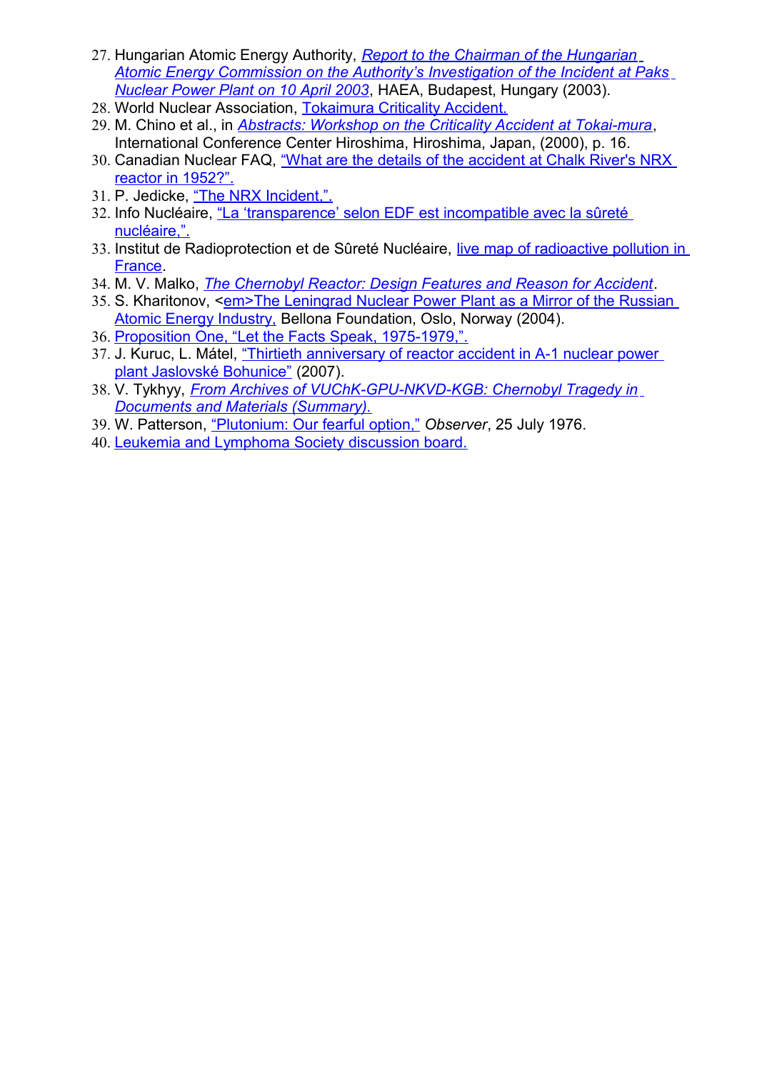27. Hungarian Atomic Energy Authority, *Report to the Chairman of the Hungarian Atomic Energy Commission on the Authority's Investigation of the Incident at Paks Nuclear Power Plant on 10 April 2003*, HAEA, Budapest, Hungary (2003).
28. World Nuclear Association, Tokaimura Criticality Accident.
29. M. Chino et al., in *Abstracts: Workshop on the Criticality Accident at Tokai-mura*, International Conference Center Hiroshima, Hiroshima, Japan, (2000), p. 16.
30. Canadian Nuclear FAQ, "What are the details of the accident at Chalk River's NRX reactor in 1952?".
31. P. Jedicke, "The NRX Incident,".
32. Info Nucléaire, "La 'transparence' selon EDF est incompatible avec la sûreté nucléaire,".
33. Institut de Radioprotection et de Sûreté Nucléaire, live map of radioactive pollution in France.
34. M. V. Malko, *The Chernobyl Reactor: Design Features and Reason for Accident*.
35. S. Kharitonov, <em>The Leningrad Nuclear Power Plant as a Mirror of the Russian Atomic Energy Industry, Bellona Foundation, Oslo, Norway (2004).
36. Proposition One, "Let the Facts Speak, 1975-1979,".
37. J. Kuruc, L. Mátel, "Thirtieth anniversary of reactor accident in A-1 nuclear power plant Jaslovské Bohunice" (2007).
38. V. Tykhyy, *From Archives of VUChK-GPU-NKVD-KGB: Chernobyl Tragedy in Documents and Materials (Summary).*
39. W. Patterson, "Plutonium: Our fearful option," *Observer*, 25 July 1976.
40. Leukemia and Lymphoma Society discussion board.